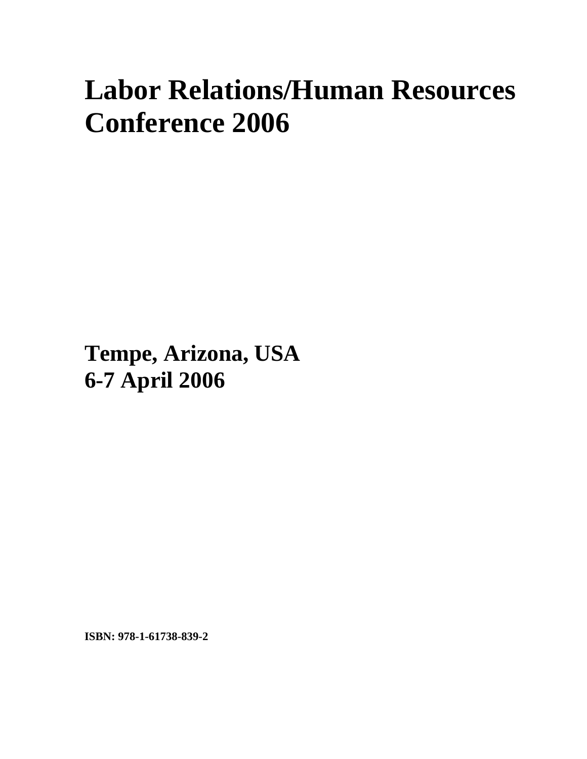# Labor Relations/Human Resources Conference 2006

**Tempe, Arizona, USA**
**6-7 April 2006**

**ISBN: 978-1-61738-839-2**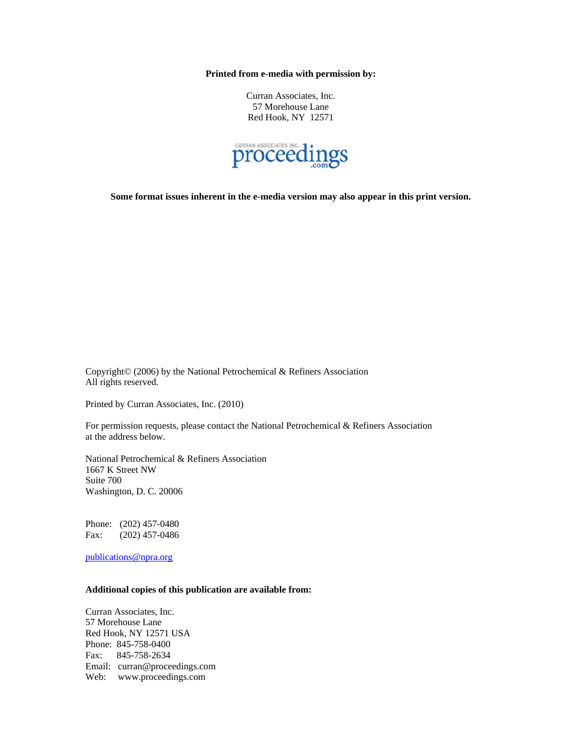**Printed from e-media with permission by:**

Curran Associates, Inc.
57 Morehouse Lane
Red Hook, NY 12571

**Some format issues inherent in the e-media version may also appear in this print version.**

Copyright© (2006) by the National Petrochemical & Refiners Association
All rights reserved.

Printed by Curran Associates, Inc. (2010)

For permission requests, please contact the National Petrochemical & Refiners Association at the address below.

National Petrochemical & Refiners Association
1667 K Street NW
Suite 700
Washington, D. C. 20006

Phone: (202) 457-0480
Fax: (202) 457-0486

publications@npra.org

**Additional copies of this publication are available from:**

Curran Associates, Inc.
57 Morehouse Lane
Red Hook, NY 12571 USA
Phone: 845-758-0400
Fax: 845-758-2634
Email: curran@proceedings.com
Web: www.proceedings.com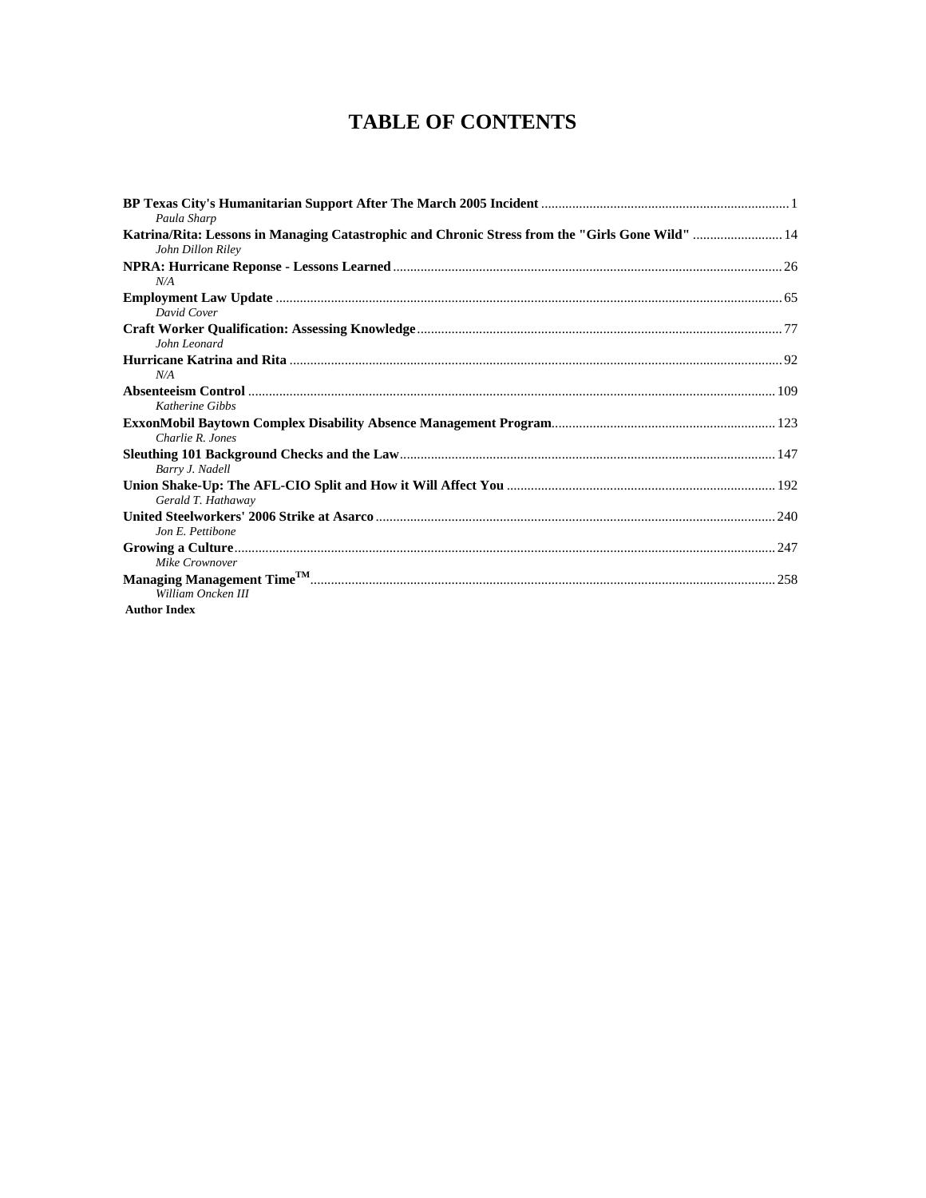# TABLE OF CONTENTS

**BP Texas City's Humanitarian Support After The March 2005 Incident** ........ 1
*Paula Sharp*

**Katrina/Rita: Lessons in Managing Catastrophic and Chronic Stress from the "Girls Gone Wild"** ........ 14
*John Dillon Riley*

**NPRA: Hurricane Reponse - Lessons Learned** ........ 26
*N/A*

**Employment Law Update** ........ 65
*David Cover*

**Craft Worker Qualification: Assessing Knowledge** ........ 77
*John Leonard*

**Hurricane Katrina and Rita** ........ 92
*N/A*

**Absenteeism Control** ........ 109
*Katherine Gibbs*

**ExxonMobil Baytown Complex Disability Absence Management Program** ........ 123
*Charlie R. Jones*

**Sleuthing 101 Background Checks and the Law** ........ 147
*Barry J. Nadell*

**Union Shake-Up: The AFL-CIO Split and How it Will Affect You** ........ 192
*Gerald T. Hathaway*

**United Steelworkers' 2006 Strike at Asarco** ........ 240
*Jon E. Pettibone*

**Growing a Culture** ........ 247
*Mike Crownover*

**Managing Management Time™** ........ 258
*William Oncken III*

**Author Index**